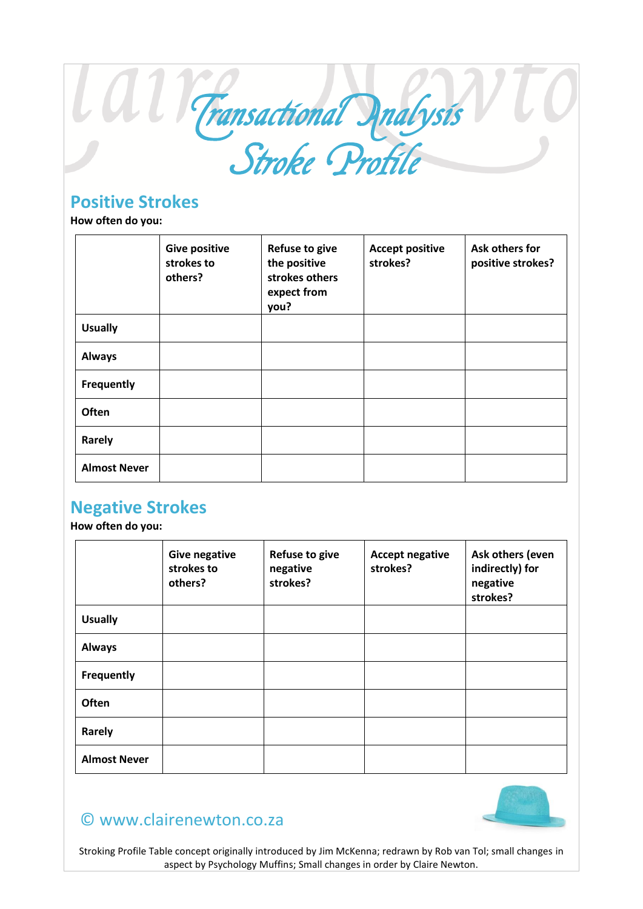# Transactional Analysis Stroke Profile

## Positive Strokes

**How often do you:**

| | Give positive strokes to others? | Refuse to give the positive strokes others expect from you? | Accept positive strokes? | Ask others for positive strokes? |
|---|---|---|---|---|
| **Usually** | | | | |
| **Always** | | | | |
| **Frequently** | | | | |
| **Often** | | | | |
| **Rarely** | | | | |
| **Almost Never** | | | | |

## Negative Strokes

**How often do you:**

| | Give negative strokes to others? | Refuse to give negative strokes? | Accept negative strokes? | Ask others (even indirectly) for negative strokes? |
|---|---|---|---|---|
| **Usually** | | | | |
| **Always** | | | | |
| **Frequently** | | | | |
| **Often** | | | | |
| **Rarely** | | | | |
| **Almost Never** | | | | |

© www.clairenewton.co.za

Stroking Profile Table concept originally introduced by Jim McKenna; redrawn by Rob van Tol; small changes in aspect by Psychology Muffins; Small changes in order by Claire Newton.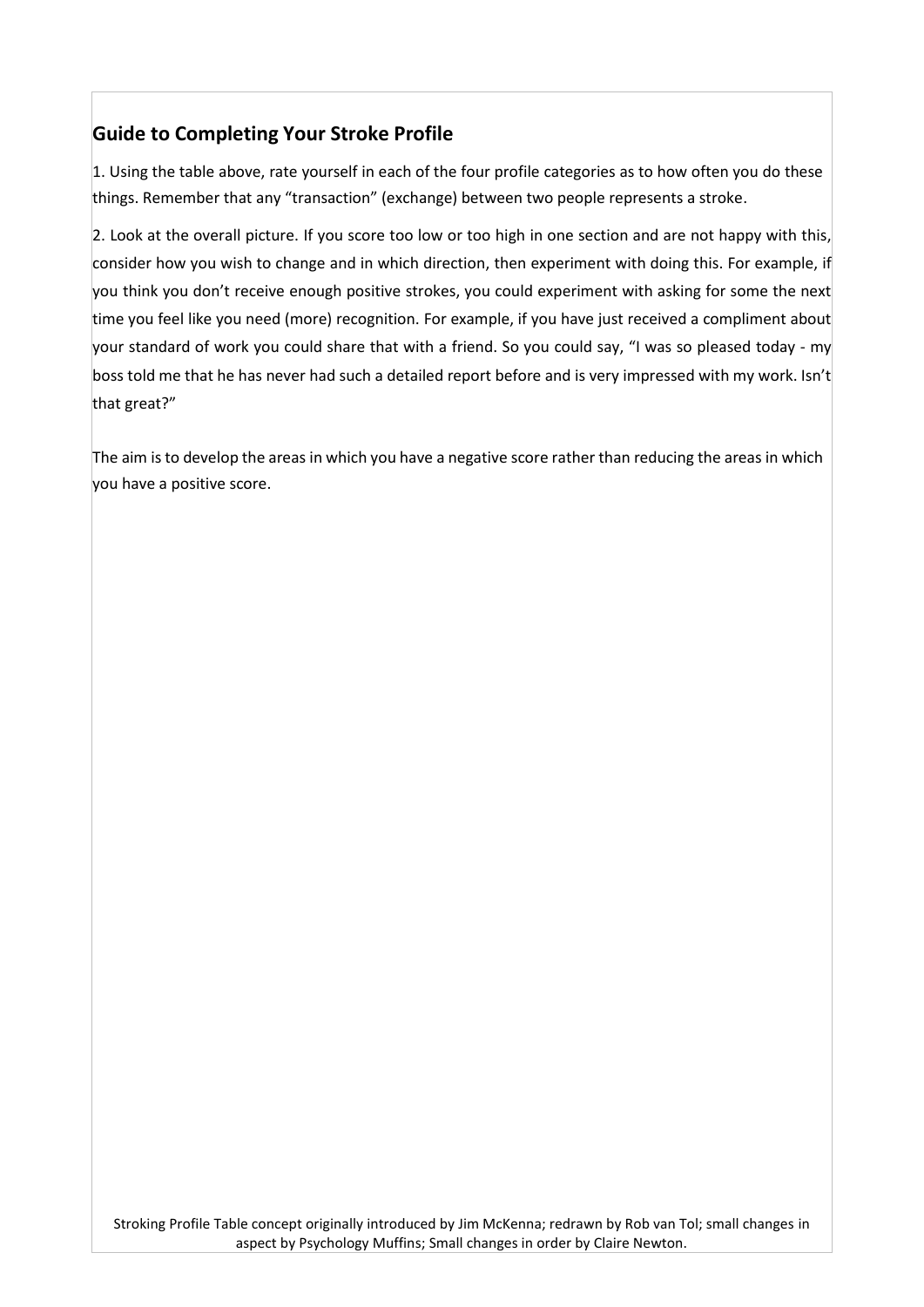## Guide to Completing Your Stroke Profile

1. Using the table above, rate yourself in each of the four profile categories as to how often you do these things. Remember that any "transaction" (exchange) between two people represents a stroke.

2. Look at the overall picture. If you score too low or too high in one section and are not happy with this, consider how you wish to change and in which direction, then experiment with doing this. For example, if you think you don't receive enough positive strokes, you could experiment with asking for some the next time you feel like you need (more) recognition. For example, if you have just received a compliment about your standard of work you could share that with a friend. So you could say, "I was so pleased today - my boss told me that he has never had such a detailed report before and is very impressed with my work. Isn't that great?"

The aim is to develop the areas in which you have a negative score rather than reducing the areas in which you have a positive score.

Stroking Profile Table concept originally introduced by Jim McKenna; redrawn by Rob van Tol; small changes in aspect by Psychology Muffins; Small changes in order by Claire Newton.